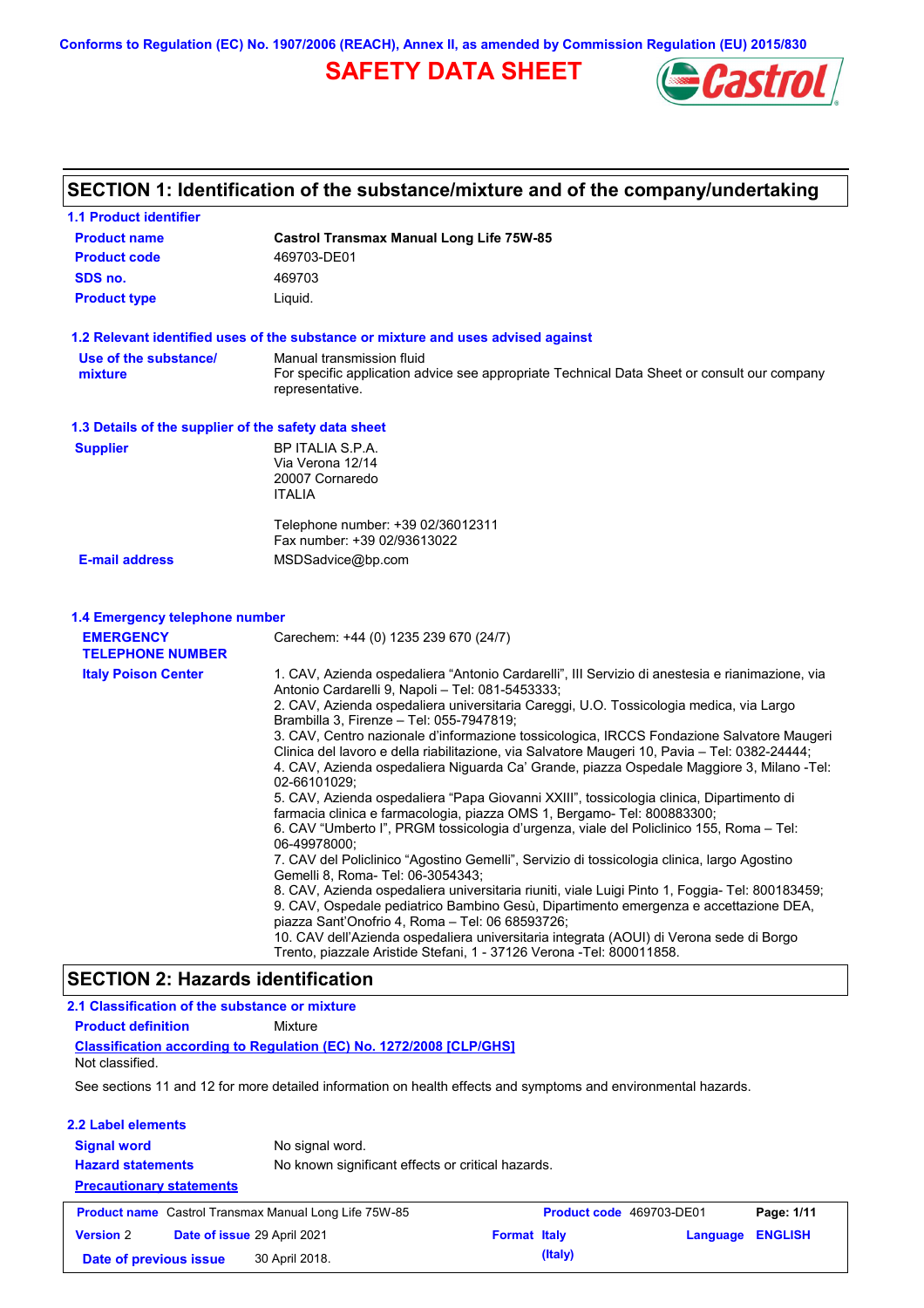Conforms to Regulation (EC) No. 1907/2006 (REACH), Annex II, as amended by Commission Regulation (EU) 2015/830

# SAFETY DATA SHEET

## SECTION 1: Identification of the substance/mixture and of the company/undertaking

### 1.1 Product identifier

| | |
|---|---|
| **Product name** | **Castrol Transmax Manual Long Life 75W-85** |
| **Product code** | 469703-DE01 |
| **SDS no.** | 469703 |
| **Product type** | Liquid. |

### 1.2 Relevant identified uses of the substance or mixture and uses advised against

| | |
|---|---|
| **Use of the substance/ mixture** | Manual transmission fluid<br>For specific application advice see appropriate Technical Data Sheet or consult our company representative. |

### 1.3 Details of the supplier of the safety data sheet

| | |
|---|---|
| **Supplier** | BP ITALIA S.P.A.<br>Via Verona 12/14<br>20007 Cornaredo<br>ITALIA<br><br>Telephone number: +39 02/36012311<br>Fax number: +39 02/93613022 |
| **E-mail address** | MSDSadvice@bp.com |

### 1.4 Emergency telephone number

| | |
|---|---|
| **EMERGENCY TELEPHONE NUMBER** | Carechem: +44 (0) 1235 239 670 (24/7) |
| **Italy Poison Center** | 1. CAV, Azienda ospedaliera “Antonio Cardarelli”, III Servizio di anestesia e rianimazione, via Antonio Cardarelli 9, Napoli – Tel: 081-5453333;<br>2. CAV, Azienda ospedaliera universitaria Careggi, U.O. Tossicologia medica, via Largo Brambilla 3, Firenze – Tel: 055-7947819;<br>3. CAV, Centro nazionale d’informazione tossicologica, IRCCS Fondazione Salvatore Maugeri Clinica del lavoro e della riabilitazione, via Salvatore Maugeri 10, Pavia – Tel: 0382-24444;<br>4. CAV, Azienda ospedaliera Niguarda Ca’ Grande, piazza Ospedale Maggiore 3, Milano -Tel: 02-66101029;<br>5. CAV, Azienda ospedaliera “Papa Giovanni XXIII”, tossicologia clinica, Dipartimento di farmacia clinica e farmacologia, piazza OMS 1, Bergamo- Tel: 800883300;<br>6. CAV “Umberto I”, PRGM tossicologia d’urgenza, viale del Policlinico 155, Roma – Tel: 06-49978000;<br>7. CAV del Policlinico “Agostino Gemelli”, Servizio di tossicologia clinica, largo Agostino Gemelli 8, Roma- Tel: 06-3054343;<br>8. CAV, Azienda ospedaliera universitaria riuniti, viale Luigi Pinto 1, Foggia- Tel: 800183459;<br>9. CAV, Ospedale pediatrico Bambino Gesù, Dipartimento emergenza e accettazione DEA, piazza Sant’Onofrio 4, Roma – Tel: 06 68593726;<br>10. CAV dell’Azienda ospedaliera universitaria integrata (AOUI) di Verona sede di Borgo Trento, piazzale Aristide Stefani, 1 - 37126 Verona -Tel: 800011858. |

## SECTION 2: Hazards identification

### 2.1 Classification of the substance or mixture

| | |
|---|---|
| **Product definition** | Mixture |

**Classification according to Regulation (EC) No. 1272/2008 [CLP/GHS]**

Not classified.

See sections 11 and 12 for more detailed information on health effects and symptoms and environmental hazards.

### 2.2 Label elements

| | |
|---|---|
| **Signal word** | No signal word. |
| **Hazard statements** | No known significant effects or critical hazards. |

**Precautionary statements**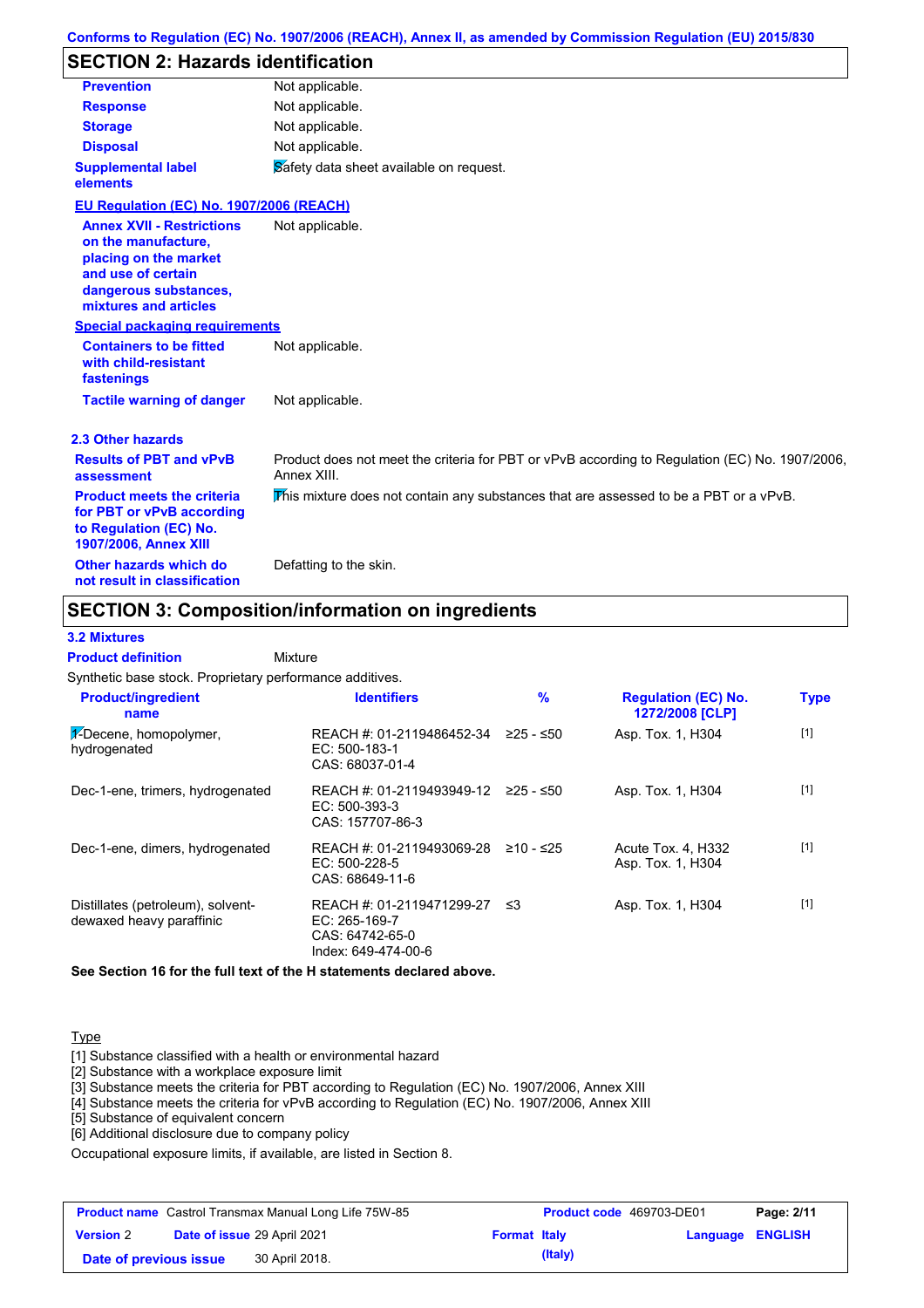## SECTION 2: Hazards identification

| | |
|---|---|
| **Prevention** | Not applicable. |
| **Response** | Not applicable. |
| **Storage** | Not applicable. |
| **Disposal** | Not applicable. |
| **Supplemental label elements** | Safety data sheet available on request. |

**EU Regulation (EC) No. 1907/2006 (REACH)**

| | |
|---|---|
| **Annex XVII - Restrictions on the manufacture, placing on the market and use of certain dangerous substances, mixtures and articles** | Not applicable. |

**Special packaging requirements**

| | |
|---|---|
| **Containers to be fitted with child-resistant fastenings** | Not applicable. |
| **Tactile warning of danger** | Not applicable. |

### 2.3 Other hazards

| | |
|---|---|
| **Results of PBT and vPvB assessment** | Product does not meet the criteria for PBT or vPvB according to Regulation (EC) No. 1907/2006, Annex XIII. |
| **Product meets the criteria for PBT or vPvB according to Regulation (EC) No. 1907/2006, Annex XIII** | This mixture does not contain any substances that are assessed to be a PBT or a vPvB. |
| **Other hazards which do not result in classification** | Defatting to the skin. |

## SECTION 3: Composition/information on ingredients

### 3.2 Mixtures

**Product definition** Mixture

Synthetic base stock. Proprietary performance additives.

| Product/ingredient name | Identifiers | % | Regulation (EC) No. 1272/2008 [CLP] | Type |
|---|---|---|---|---|
| 1-Decene, homopolymer, hydrogenated | REACH #: 01-2119486452-34<br>EC: 500-183-1<br>CAS: 68037-01-4 | ≥25 - ≤50 | Asp. Tox. 1, H304 | [1] |
| Dec-1-ene, trimers, hydrogenated | REACH #: 01-2119493949-12<br>EC: 500-393-3<br>CAS: 157707-86-3 | ≥25 - ≤50 | Asp. Tox. 1, H304 | [1] |
| Dec-1-ene, dimers, hydrogenated | REACH #: 01-2119493069-28<br>EC: 500-228-5<br>CAS: 68649-11-6 | ≥10 - ≤25 | Acute Tox. 4, H332<br>Asp. Tox. 1, H304 | [1] |
| Distillates (petroleum), solvent-dewaxed heavy paraffinic | REACH #: 01-2119471299-27<br>EC: 265-169-7<br>CAS: 64742-65-0<br>Index: 649-474-00-6 | ≤3 | Asp. Tox. 1, H304 | [1] |

**See Section 16 for the full text of the H statements declared above.**

Type

[1] Substance classified with a health or environmental hazard
[2] Substance with a workplace exposure limit
[3] Substance meets the criteria for PBT according to Regulation (EC) No. 1907/2006, Annex XIII
[4] Substance meets the criteria for vPvB according to Regulation (EC) No. 1907/2006, Annex XIII
[5] Substance of equivalent concern
[6] Additional disclosure due to company policy

Occupational exposure limits, if available, are listed in Section 8.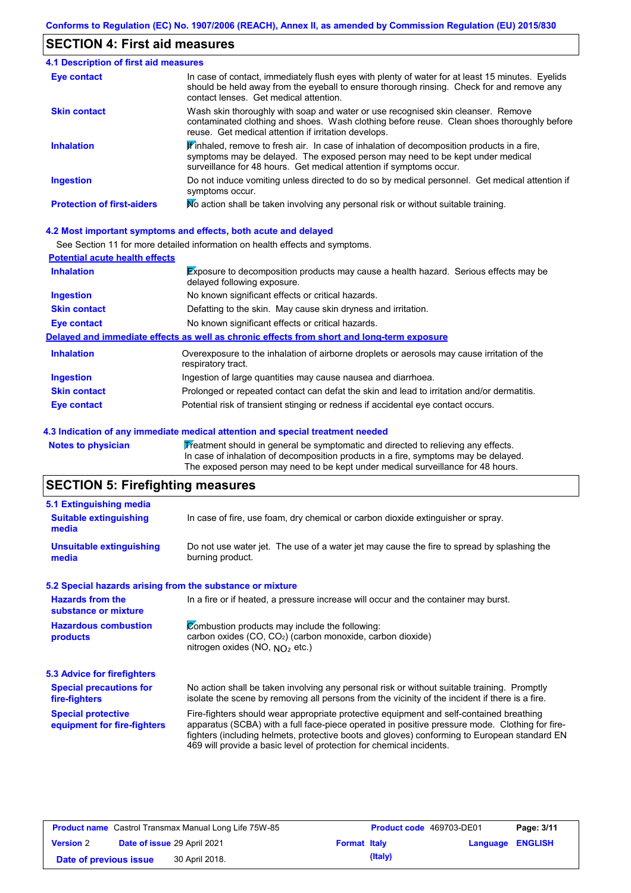Conforms to Regulation (EC) No. 1907/2006 (REACH), Annex II, as amended by Commission Regulation (EU) 2015/830

## SECTION 4: First aid measures

### 4.1 Description of first aid measures

| | |
|---|---|
| **Eye contact** | In case of contact, immediately flush eyes with plenty of water for at least 15 minutes. Eyelids should be held away from the eyeball to ensure thorough rinsing. Check for and remove any contact lenses. Get medical attention. |
| **Skin contact** | Wash skin thoroughly with soap and water or use recognised skin cleanser. Remove contaminated clothing and shoes. Wash clothing before reuse. Clean shoes thoroughly before reuse. Get medical attention if irritation develops. |
| **Inhalation** | If inhaled, remove to fresh air. In case of inhalation of decomposition products in a fire, symptoms may be delayed. The exposed person may need to be kept under medical surveillance for 48 hours. Get medical attention if symptoms occur. |
| **Ingestion** | Do not induce vomiting unless directed to do so by medical personnel. Get medical attention if symptoms occur. |
| **Protection of first-aiders** | No action shall be taken involving any personal risk or without suitable training. |

### 4.2 Most important symptoms and effects, both acute and delayed

See Section 11 for more detailed information on health effects and symptoms.

**Potential acute health effects**

| | |
|---|---|
| **Inhalation** | Exposure to decomposition products may cause a health hazard. Serious effects may be delayed following exposure. |
| **Ingestion** | No known significant effects or critical hazards. |
| **Skin contact** | Defatting to the skin. May cause skin dryness and irritation. |
| **Eye contact** | No known significant effects or critical hazards. |

**Delayed and immediate effects as well as chronic effects from short and long-term exposure**

| | |
|---|---|
| **Inhalation** | Overexposure to the inhalation of airborne droplets or aerosols may cause irritation of the respiratory tract. |
| **Ingestion** | Ingestion of large quantities may cause nausea and diarrhoea. |
| **Skin contact** | Prolonged or repeated contact can defat the skin and lead to irritation and/or dermatitis. |
| **Eye contact** | Potential risk of transient stinging or redness if accidental eye contact occurs. |

### 4.3 Indication of any immediate medical attention and special treatment needed

| | |
|---|---|
| **Notes to physician** | Treatment should in general be symptomatic and directed to relieving any effects. In case of inhalation of decomposition products in a fire, symptoms may be delayed. The exposed person may need to be kept under medical surveillance for 48 hours. |

## SECTION 5: Firefighting measures

### 5.1 Extinguishing media

| | |
|---|---|
| **Suitable extinguishing media** | In case of fire, use foam, dry chemical or carbon dioxide extinguisher or spray. |
| **Unsuitable extinguishing media** | Do not use water jet. The use of a water jet may cause the fire to spread by splashing the burning product. |

### 5.2 Special hazards arising from the substance or mixture

| | |
|---|---|
| **Hazards from the substance or mixture** | In a fire or if heated, a pressure increase will occur and the container may burst. |
| **Hazardous combustion products** | Combustion products may include the following: carbon oxides ($CO$, $CO_2$) (carbon monoxide, carbon dioxide) nitrogen oxides ($NO$, $NO_2$ etc.) |

### 5.3 Advice for firefighters

| | |
|---|---|
| **Special precautions for fire-fighters** | No action shall be taken involving any personal risk or without suitable training. Promptly isolate the scene by removing all persons from the vicinity of the incident if there is a fire. |
| **Special protective equipment for fire-fighters** | Fire-fighters should wear appropriate protective equipment and self-contained breathing apparatus (SCBA) with a full face-piece operated in positive pressure mode. Clothing for fire-fighters (including helmets, protective boots and gloves) conforming to European standard EN 469 will provide a basic level of protection for chemical incidents. |

| | | | | | |
|---|---|---|---|---|---|
| **Product name** | Castrol Transmax Manual Long Life 75W-85 | **Product code** | 469703-DE01 | | |
| **Version** 2 | **Date of issue** 29 April 2021 | **Format** | **Italy (Italy)** | **Language** | **ENGLISH** |
| **Date of previous issue** | 30 April 2018. | | | | |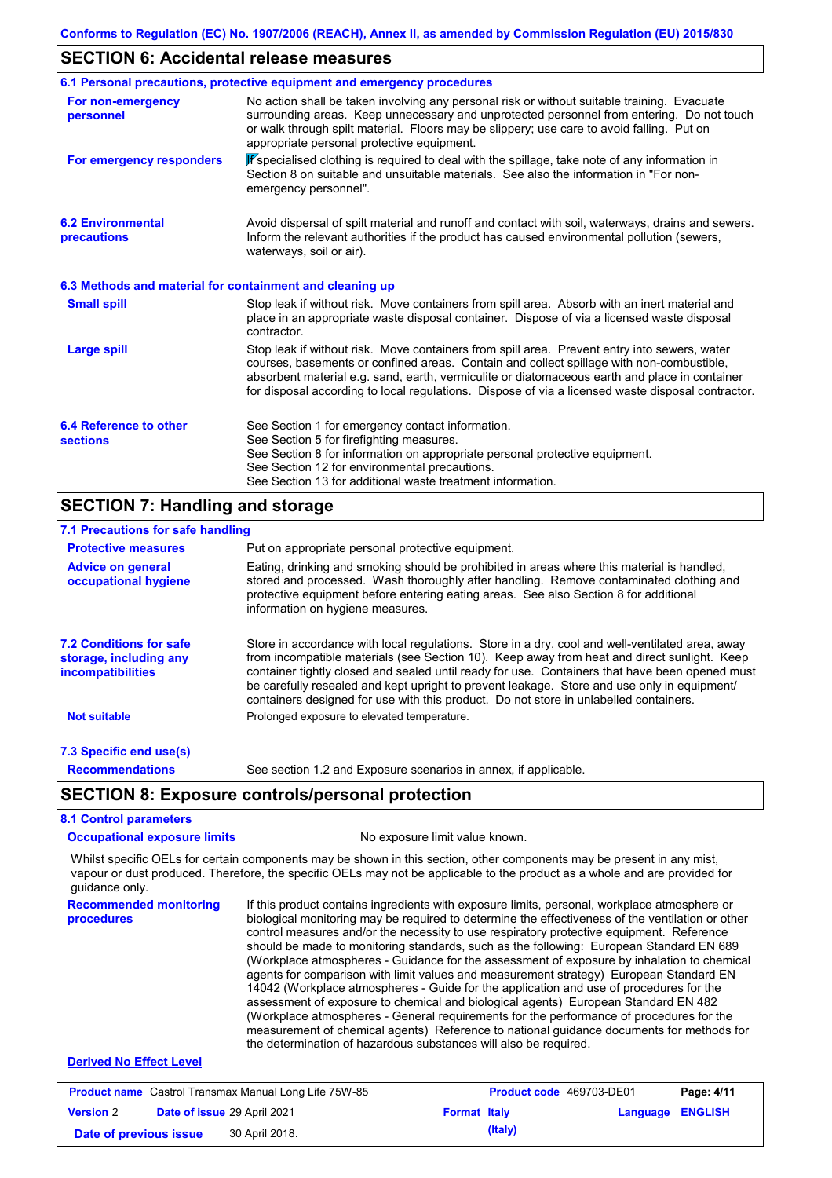## SECTION 6: Accidental release measures

### 6.1 Personal precautions, protective equipment and emergency procedures

| | |
|---|---|
| **For non-emergency personnel** | No action shall be taken involving any personal risk or without suitable training. Evacuate surrounding areas. Keep unnecessary and unprotected personnel from entering. Do not touch or walk through spilt material. Floors may be slippery; use care to avoid falling. Put on appropriate personal protective equipment. |
| **For emergency responders** | If specialised clothing is required to deal with the spillage, take note of any information in Section 8 on suitable and unsuitable materials. See also the information in "For non-emergency personnel". |

**6.2 Environmental precautions**

Avoid dispersal of spilt material and runoff and contact with soil, waterways, drains and sewers. Inform the relevant authorities if the product has caused environmental pollution (sewers, waterways, soil or air).

### 6.3 Methods and material for containment and cleaning up

| | |
|---|---|
| **Small spill** | Stop leak if without risk. Move containers from spill area. Absorb with an inert material and place in an appropriate waste disposal container. Dispose of via a licensed waste disposal contractor. |
| **Large spill** | Stop leak if without risk. Move containers from spill area. Prevent entry into sewers, water courses, basements or confined areas. Contain and collect spillage with non-combustible, absorbent material e.g. sand, earth, vermiculite or diatomaceous earth and place in container for disposal according to local regulations. Dispose of via a licensed waste disposal contractor. |

**6.4 Reference to other sections**

See Section 1 for emergency contact information.
See Section 5 for firefighting measures.
See Section 8 for information on appropriate personal protective equipment.
See Section 12 for environmental precautions.
See Section 13 for additional waste treatment information.

## SECTION 7: Handling and storage

### 7.1 Precautions for safe handling

| | |
|---|---|
| **Protective measures** | Put on appropriate personal protective equipment. |
| **Advice on general occupational hygiene** | Eating, drinking and smoking should be prohibited in areas where this material is handled, stored and processed. Wash thoroughly after handling. Remove contaminated clothing and protective equipment before entering eating areas. See also Section 8 for additional information on hygiene measures. |

**7.2 Conditions for safe storage, including any incompatibilities**

Store in accordance with local regulations. Store in a dry, cool and well-ventilated area, away from incompatible materials (see Section 10). Keep away from heat and direct sunlight. Keep container tightly closed and sealed until ready for use. Containers that have been opened must be carefully resealed and kept upright to prevent leakage. Store and use only in equipment/ containers designed for use with this product. Do not store in unlabelled containers.

**Not suitable** Prolonged exposure to elevated temperature.

### 7.3 Specific end use(s)

**Recommendations** See section 1.2 and Exposure scenarios in annex, if applicable.

## SECTION 8: Exposure controls/personal protection

### 8.1 Control parameters

**Occupational exposure limits** No exposure limit value known.

Whilst specific OELs for certain components may be shown in this section, other components may be present in any mist, vapour or dust produced. Therefore, the specific OELs may not be applicable to the product as a whole and are provided for guidance only.

**Recommended monitoring procedures**

If this product contains ingredients with exposure limits, personal, workplace atmosphere or biological monitoring may be required to determine the effectiveness of the ventilation or other control measures and/or the necessity to use respiratory protective equipment. Reference should be made to monitoring standards, such as the following: European Standard EN 689 (Workplace atmospheres - Guidance for the assessment of exposure by inhalation to chemical agents for comparison with limit values and measurement strategy) European Standard EN 14042 (Workplace atmospheres - Guide for the application and use of procedures for the assessment of exposure to chemical and biological agents) European Standard EN 482 (Workplace atmospheres - General requirements for the performance of procedures for the measurement of chemical agents) Reference to national guidance documents for methods for the determination of hazardous substances will also be required.

**Derived No Effect Level**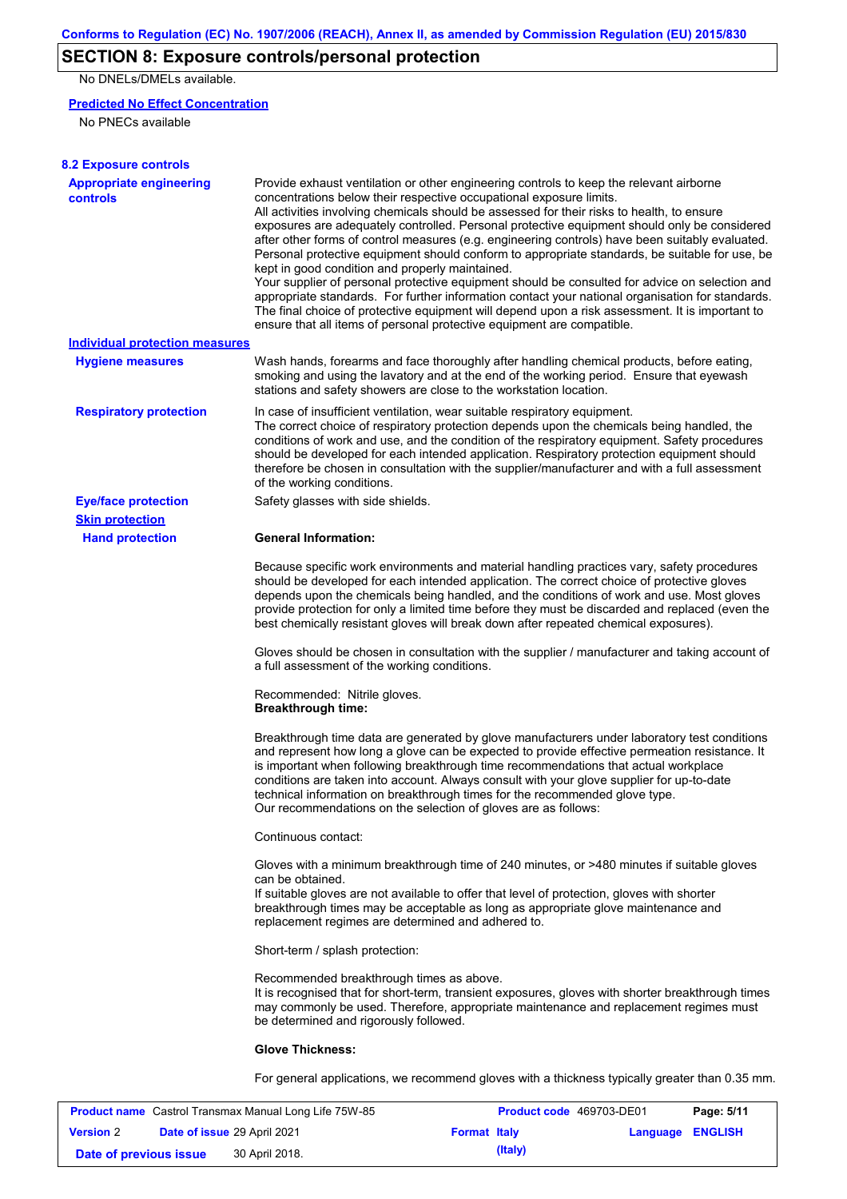## SECTION 8: Exposure controls/personal protection

No DNELs/DMELs available.

**Predicted No Effect Concentration**

No PNECs available

### 8.2 Exposure controls

**Appropriate engineering controls**

Provide exhaust ventilation or other engineering controls to keep the relevant airborne concentrations below their respective occupational exposure limits.
All activities involving chemicals should be assessed for their risks to health, to ensure exposures are adequately controlled. Personal protective equipment should only be considered after other forms of control measures (e.g. engineering controls) have been suitably evaluated. Personal protective equipment should conform to appropriate standards, be suitable for use, be kept in good condition and properly maintained.
Your supplier of personal protective equipment should be consulted for advice on selection and appropriate standards. For further information contact your national organisation for standards. The final choice of protective equipment will depend upon a risk assessment. It is important to ensure that all items of personal protective equipment are compatible.

**Individual protection measures**

**Hygiene measures**

Wash hands, forearms and face thoroughly after handling chemical products, before eating, smoking and using the lavatory and at the end of the working period. Ensure that eyewash stations and safety showers are close to the workstation location.

**Respiratory protection**

In case of insufficient ventilation, wear suitable respiratory equipment.
The correct choice of respiratory protection depends upon the chemicals being handled, the conditions of work and use, and the condition of the respiratory equipment. Safety procedures should be developed for each intended application. Respiratory protection equipment should therefore be chosen in consultation with the supplier/manufacturer and with a full assessment of the working conditions.

**Eye/face protection**

Safety glasses with side shields.

**Skin protection**

**Hand protection**

**General Information:**

Because specific work environments and material handling practices vary, safety procedures should be developed for each intended application. The correct choice of protective gloves depends upon the chemicals being handled, and the conditions of work and use. Most gloves provide protection for only a limited time before they must be discarded and replaced (even the best chemically resistant gloves will break down after repeated chemical exposures).

Gloves should be chosen in consultation with the supplier / manufacturer and taking account of a full assessment of the working conditions.

Recommended: Nitrile gloves.
**Breakthrough time:**

Breakthrough time data are generated by glove manufacturers under laboratory test conditions and represent how long a glove can be expected to provide effective permeation resistance. It is important when following breakthrough time recommendations that actual workplace conditions are taken into account. Always consult with your glove supplier for up-to-date technical information on breakthrough times for the recommended glove type.
Our recommendations on the selection of gloves are as follows:

Continuous contact:

Gloves with a minimum breakthrough time of 240 minutes, or >480 minutes if suitable gloves can be obtained.
If suitable gloves are not available to offer that level of protection, gloves with shorter breakthrough times may be acceptable as long as appropriate glove maintenance and replacement regimes are determined and adhered to.

Short-term / splash protection:

Recommended breakthrough times as above.
It is recognised that for short-term, transient exposures, gloves with shorter breakthrough times may commonly be used. Therefore, appropriate maintenance and replacement regimes must be determined and rigorously followed.

**Glove Thickness:**

For general applications, we recommend gloves with a thickness typically greater than 0.35 mm.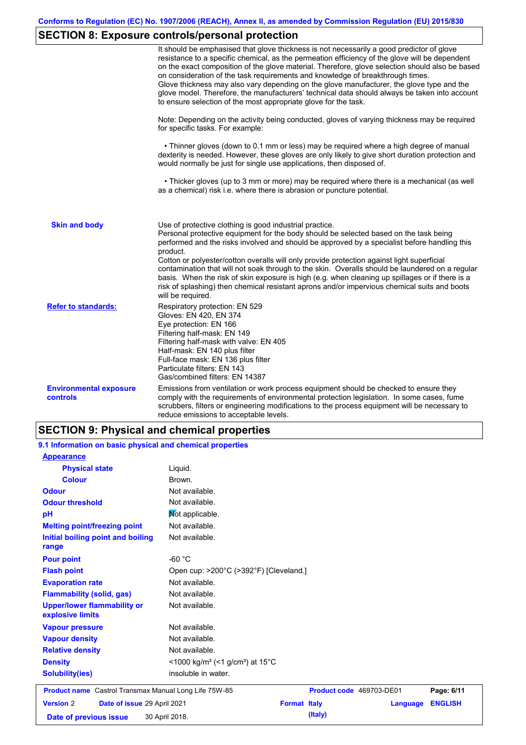## SECTION 8: Exposure controls/personal protection

It should be emphasised that glove thickness is not necessarily a good predictor of glove resistance to a specific chemical, as the permeation efficiency of the glove will be dependent on the exact composition of the glove material. Therefore, glove selection should also be based on consideration of the task requirements and knowledge of breakthrough times.
Glove thickness may also vary depending on the glove manufacturer, the glove type and the glove model. Therefore, the manufacturers' technical data should always be taken into account to ensure selection of the most appropriate glove for the task.

Note: Depending on the activity being conducted, gloves of varying thickness may be required for specific tasks. For example:

• Thinner gloves (down to 0.1 mm or less) may be required where a high degree of manual dexterity is needed. However, these gloves are only likely to give short duration protection and would normally be just for single use applications, then disposed of.

• Thicker gloves (up to 3 mm or more) may be required where there is a mechanical (as well as a chemical) risk i.e. where there is abrasion or puncture potential.

**Skin and body**

Use of protective clothing is good industrial practice.
Personal protective equipment for the body should be selected based on the task being performed and the risks involved and should be approved by a specialist before handling this product.
Cotton or polyester/cotton overalls will only provide protection against light superficial contamination that will not soak through to the skin. Overalls should be laundered on a regular basis. When the risk of skin exposure is high (e.g. when cleaning up spillages or if there is a risk of splashing) then chemical resistant aprons and/or impervious chemical suits and boots will be required.

**Refer to standards:**

Respiratory protection: EN 529
Gloves: EN 420, EN 374
Eye protection: EN 166
Filtering half-mask: EN 149
Filtering half-mask with valve: EN 405
Half-mask: EN 140 plus filter
Full-face mask: EN 136 plus filter
Particulate filters: EN 143
Gas/combined filters: EN 14387

**Environmental exposure controls**

Emissions from ventilation or work process equipment should be checked to ensure they comply with the requirements of environmental protection legislation. In some cases, fume scrubbers, filters or engineering modifications to the process equipment will be necessary to reduce emissions to acceptable levels.

## SECTION 9: Physical and chemical properties

### 9.1 Information on basic physical and chemical properties

| Property | Value |
|---|---|
| **Appearance** | |
| Physical state | Liquid. |
| Colour | Brown. |
| Odour | Not available. |
| Odour threshold | Not available. |
| pH | Not applicable. |
| Melting point/freezing point | Not available. |
| Initial boiling point and boiling range | Not available. |
| Pour point | -60 °C |
| Flash point | Open cup: >200°C (>392°F) [Cleveland.] |
| Evaporation rate | Not available. |
| Flammability (solid, gas) | Not available. |
| Upper/lower flammability or explosive limits | Not available. |
| Vapour pressure | Not available. |
| Vapour density | Not available. |
| Relative density | Not available. |
| Density | <1000 kg/m³ (<1 g/cm³) at 15°C |
| Solubility(ies) | insoluble in water. |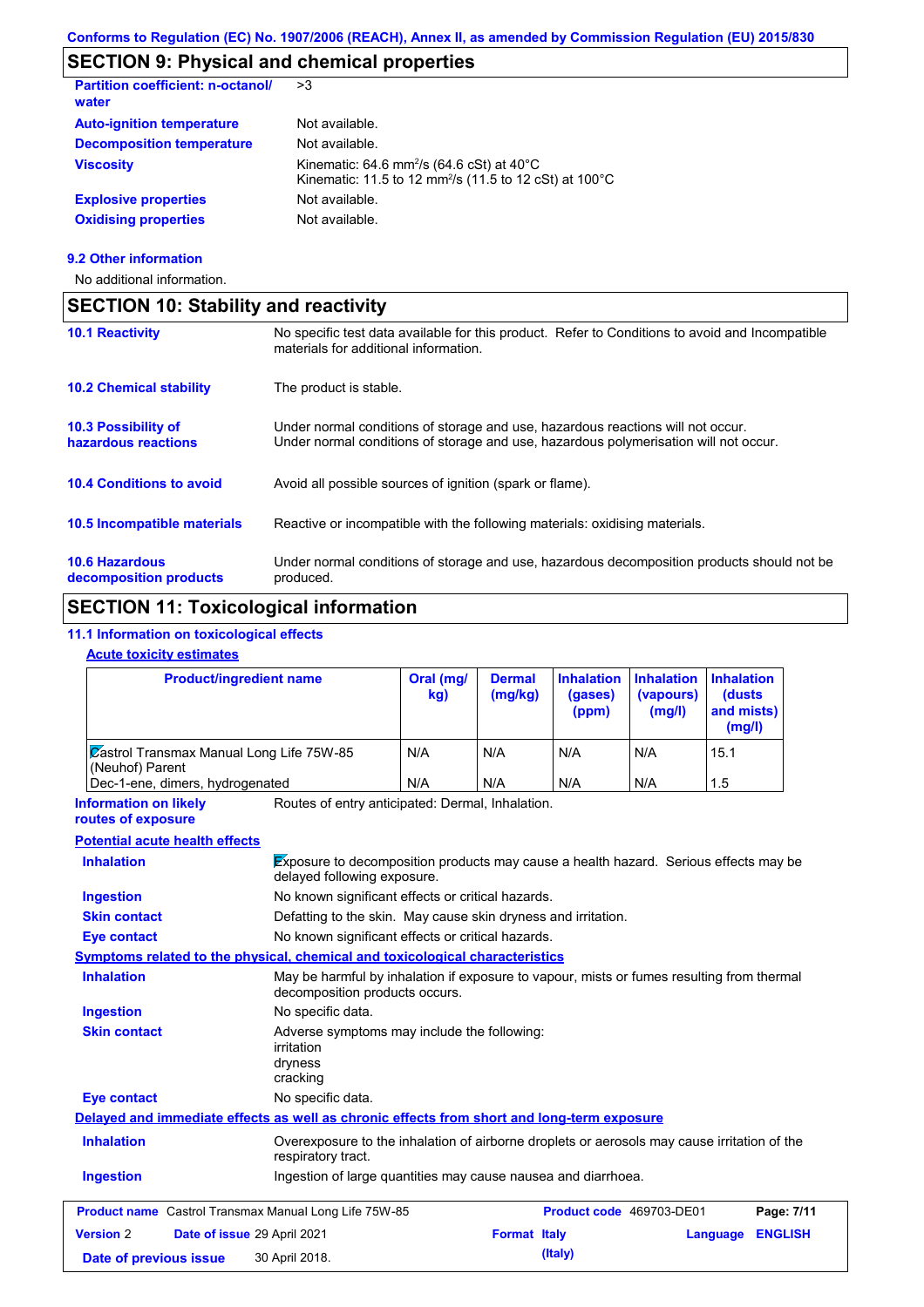## SECTION 9: Physical and chemical properties

| | |
|---|---|
| **Partition coefficient: n-octanol/ water** | >3 |
| **Auto-ignition temperature** | Not available. |
| **Decomposition temperature** | Not available. |
| **Viscosity** | Kinematic: 64.6 $mm^2/s$ (64.6 cSt) at 40°C<br>Kinematic: 11.5 to 12 $mm^2/s$ (11.5 to 12 cSt) at 100°C |
| **Explosive properties** | Not available. |
| **Oxidising properties** | Not available. |

### 9.2 Other information

No additional information.

## SECTION 10: Stability and reactivity

| | |
|---|---|
| **10.1 Reactivity** | No specific test data available for this product. Refer to Conditions to avoid and Incompatible materials for additional information. |
| **10.2 Chemical stability** | The product is stable. |
| **10.3 Possibility of hazardous reactions** | Under normal conditions of storage and use, hazardous reactions will not occur.<br>Under normal conditions of storage and use, hazardous polymerisation will not occur. |
| **10.4 Conditions to avoid** | Avoid all possible sources of ignition (spark or flame). |
| **10.5 Incompatible materials** | Reactive or incompatible with the following materials: oxidising materials. |
| **10.6 Hazardous decomposition products** | Under normal conditions of storage and use, hazardous decomposition products should not be produced. |

## SECTION 11: Toxicological information

### 11.1 Information on toxicological effects

**Acute toxicity estimates**

| Product/ingredient name | Oral (mg/kg) | Dermal (mg/kg) | Inhalation (gases) (ppm) | Inhalation (vapours) (mg/l) | Inhalation (dusts and mists) (mg/l) |
|---|---|---|---|---|---|
| Castrol Transmax Manual Long Life 75W-85 (Neuhof) Parent | N/A | N/A | N/A | N/A | 15.1 |
| Dec-1-ene, dimers, hydrogenated | N/A | N/A | N/A | N/A | 1.5 |

**Information on likely routes of exposure**: Routes of entry anticipated: Dermal, Inhalation.

**Potential acute health effects**

| | |
|---|---|
| **Inhalation** | Exposure to decomposition products may cause a health hazard. Serious effects may be delayed following exposure. |
| **Ingestion** | No known significant effects or critical hazards. |
| **Skin contact** | Defatting to the skin. May cause skin dryness and irritation. |
| **Eye contact** | No known significant effects or critical hazards. |

**Symptoms related to the physical, chemical and toxicological characteristics**

| | |
|---|---|
| **Inhalation** | May be harmful by inhalation if exposure to vapour, mists or fumes resulting from thermal decomposition products occurs. |
| **Ingestion** | No specific data. |
| **Skin contact** | Adverse symptoms may include the following:<br>irritation<br>dryness<br>cracking |
| **Eye contact** | No specific data. |

**Delayed and immediate effects as well as chronic effects from short and long-term exposure**

| | |
|---|---|
| **Inhalation** | Overexposure to the inhalation of airborne droplets or aerosols may cause irritation of the respiratory tract. |
| **Ingestion** | Ingestion of large quantities may cause nausea and diarrhoea. |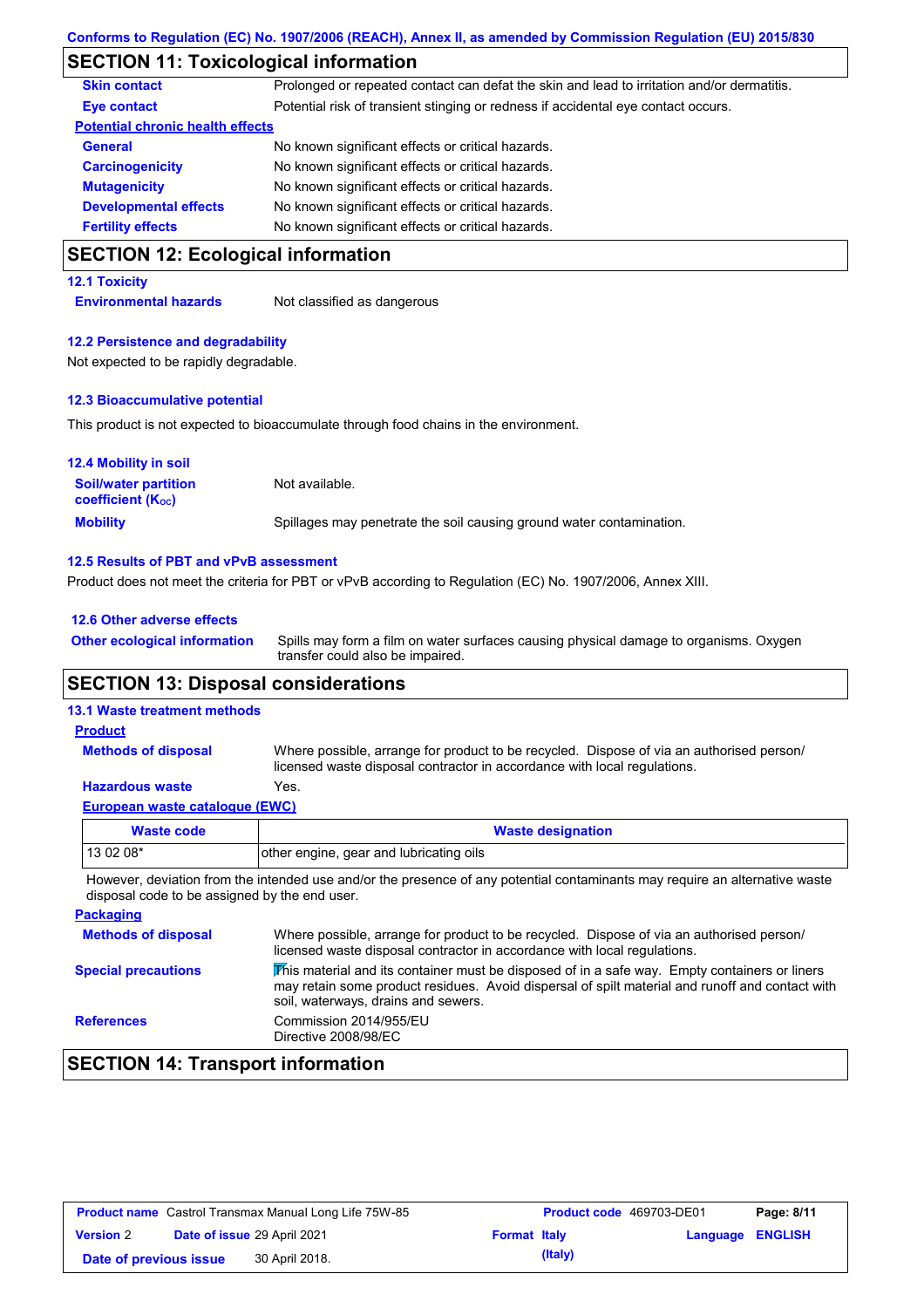## SECTION 11: Toxicological information

| | |
|---|---|
| **Skin contact** | Prolonged or repeated contact can defat the skin and lead to irritation and/or dermatitis. |
| **Eye contact** | Potential risk of transient stinging or redness if accidental eye contact occurs. |

**Potential chronic health effects**

| | |
|---|---|
| **General** | No known significant effects or critical hazards. |
| **Carcinogenicity** | No known significant effects or critical hazards. |
| **Mutagenicity** | No known significant effects or critical hazards. |
| **Developmental effects** | No known significant effects or critical hazards. |
| **Fertility effects** | No known significant effects or critical hazards. |

## SECTION 12: Ecological information

### 12.1 Toxicity

**Environmental hazards** Not classified as dangerous

### 12.2 Persistence and degradability

Not expected to be rapidly degradable.

### 12.3 Bioaccumulative potential

This product is not expected to bioaccumulate through food chains in the environment.

### 12.4 Mobility in soil

| | |
|---|---|
| **Soil/water partition coefficient ($K_{OC}$)** | Not available. |
| **Mobility** | Spillages may penetrate the soil causing ground water contamination. |

### 12.5 Results of PBT and vPvB assessment

Product does not meet the criteria for PBT or vPvB according to Regulation (EC) No. 1907/2006, Annex XIII.

### 12.6 Other adverse effects

**Other ecological information** Spills may form a film on water surfaces causing physical damage to organisms. Oxygen transfer could also be impaired.

## SECTION 13: Disposal considerations

### 13.1 Waste treatment methods

**Product**

**Methods of disposal** Where possible, arrange for product to be recycled. Dispose of via an authorised person/ licensed waste disposal contractor in accordance with local regulations.

**Hazardous waste** Yes.

**European waste catalogue (EWC)**

| Waste code | Waste designation |
|---|---|
| 13 02 08* | other engine, gear and lubricating oils |

However, deviation from the intended use and/or the presence of any potential contaminants may require an alternative waste disposal code to be assigned by the end user.

**Packaging**

**Methods of disposal** Where possible, arrange for product to be recycled. Dispose of via an authorised person/ licensed waste disposal contractor in accordance with local regulations.

**Special precautions** This material and its container must be disposed of in a safe way. Empty containers or liners may retain some product residues. Avoid dispersal of spilt material and runoff and contact with soil, waterways, drains and sewers.

**References** Commission 2014/955/EU
Directive 2008/98/EC

## SECTION 14: Transport information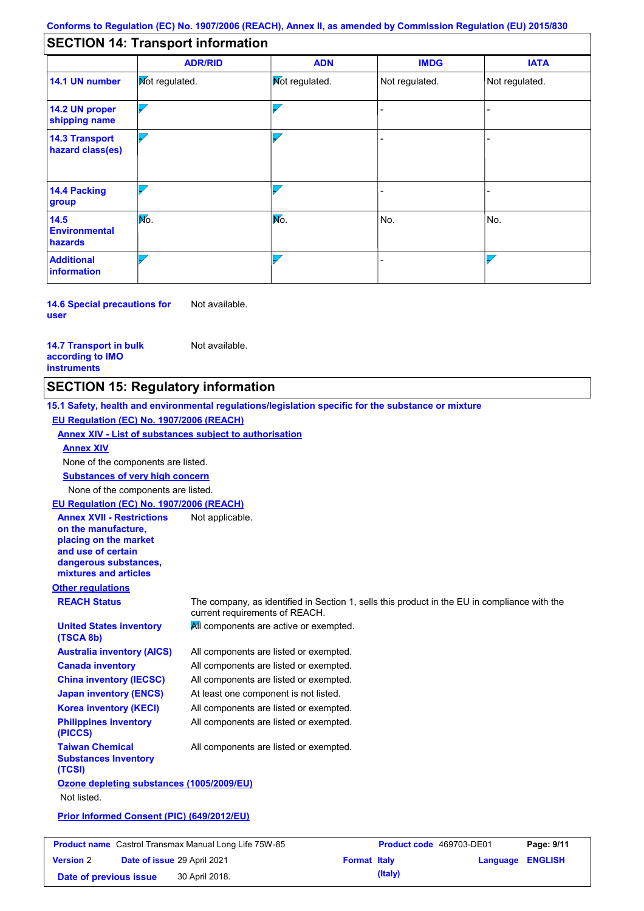Conforms to Regulation (EC) No. 1907/2006 (REACH), Annex II, as amended by Commission Regulation (EU) 2015/830

## SECTION 14: Transport information

| | ADR/RID | ADN | IMDG | IATA |
|---|---|---|---|---|
| **14.1 UN number** | Not regulated. | Not regulated. | Not regulated. | Not regulated. |
| **14.2 UN proper shipping name** | | | - | - |
| **14.3 Transport hazard class(es)** | | | - | - |
| **14.4 Packing group** | | | - | - |
| **14.5 Environmental hazards** | No. | No. | No. | No. |
| **Additional information** | | | - | |

**14.6 Special precautions for user** Not available.

**14.7 Transport in bulk according to IMO instruments** Not available.

## SECTION 15: Regulatory information

**15.1 Safety, health and environmental regulations/legislation specific for the substance or mixture**

**EU Regulation (EC) No. 1907/2006 (REACH)**

**Annex XIV - List of substances subject to authorisation**

**Annex XIV**

None of the components are listed.

**Substances of very high concern**

None of the components are listed.

**EU Regulation (EC) No. 1907/2006 (REACH)**

**Annex XVII - Restrictions on the manufacture, placing on the market and use of certain dangerous substances, mixtures and articles** Not applicable.

**Other regulations**

**REACH Status** The company, as identified in Section 1, sells this product in the EU in compliance with the current requirements of REACH.

**United States inventory (TSCA 8b)** All components are active or exempted.

**Australia inventory (AICS)** All components are listed or exempted.

**Canada inventory** All components are listed or exempted.

**China inventory (IECSC)** All components are listed or exempted.

**Japan inventory (ENCS)** At least one component is not listed.

**Korea inventory (KECI)** All components are listed or exempted.

**Philippines inventory (PICCS)** All components are listed or exempted.

**Taiwan Chemical Substances Inventory (TCSI)** All components are listed or exempted.

**Ozone depleting substances (1005/2009/EU)**

Not listed.

**Prior Informed Consent (PIC) (649/2012/EU)**

| **Product name** Castrol Transmax Manual Long Life 75W-85 | **Product code** 469703-DE01 | **Page: 9/11** |
|---|---|---|
| **Version** 2 **Date of issue** 29 April 2021 | **Format Italy (Italy)** | **Language ENGLISH** |
| **Date of previous issue** 30 April 2018. | | |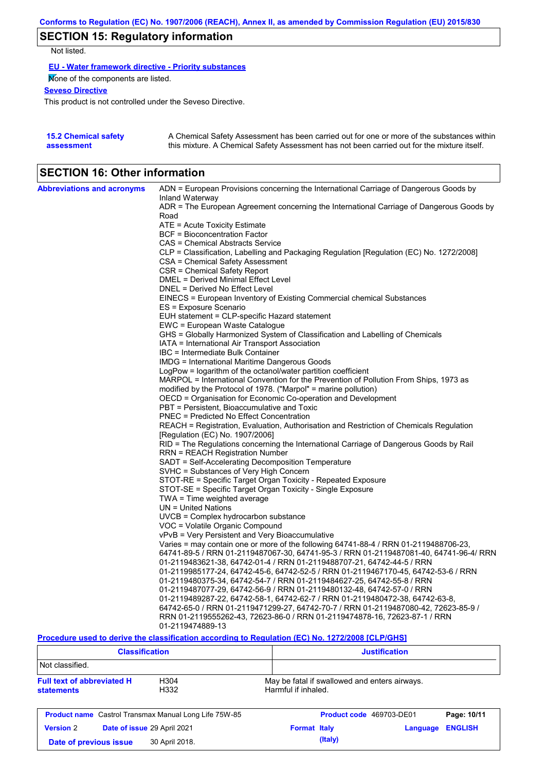## SECTION 15: Regulatory information

Not listed.

**EU - Water framework directive - Priority substances**

None of the components are listed.

**Seveso Directive**

This product is not controlled under the Seveso Directive.

**15.2 Chemical safety assessment**

A Chemical Safety Assessment has been carried out for one or more of the substances within this mixture. A Chemical Safety Assessment has not been carried out for the mixture itself.

## SECTION 16: Other information

**Abbreviations and acronyms**

ADN = European Provisions concerning the International Carriage of Dangerous Goods by Inland Waterway
ADR = The European Agreement concerning the International Carriage of Dangerous Goods by Road
ATE = Acute Toxicity Estimate
BCF = Bioconcentration Factor
CAS = Chemical Abstracts Service
CLP = Classification, Labelling and Packaging Regulation [Regulation (EC) No. 1272/2008]
CSA = Chemical Safety Assessment
CSR = Chemical Safety Report
DMEL = Derived Minimal Effect Level
DNEL = Derived No Effect Level
EINECS = European Inventory of Existing Commercial chemical Substances
ES = Exposure Scenario
EUH statement = CLP-specific Hazard statement
EWC = European Waste Catalogue
GHS = Globally Harmonized System of Classification and Labelling of Chemicals
IATA = International Air Transport Association
IBC = Intermediate Bulk Container
IMDG = International Maritime Dangerous Goods
LogPow = logarithm of the octanol/water partition coefficient
MARPOL = International Convention for the Prevention of Pollution From Ships, 1973 as modified by the Protocol of 1978. ("Marpol" = marine pollution)
OECD = Organisation for Economic Co-operation and Development
PBT = Persistent, Bioaccumulative and Toxic
PNEC = Predicted No Effect Concentration
REACH = Registration, Evaluation, Authorisation and Restriction of Chemicals Regulation [Regulation (EC) No. 1907/2006]
RID = The Regulations concerning the International Carriage of Dangerous Goods by Rail
RRN = REACH Registration Number
SADT = Self-Accelerating Decomposition Temperature
SVHC = Substances of Very High Concern
STOT-RE = Specific Target Organ Toxicity - Repeated Exposure
STOT-SE = Specific Target Organ Toxicity - Single Exposure
TWA = Time weighted average
UN = United Nations
UVCB = Complex hydrocarbon substance
VOC = Volatile Organic Compound
vPvB = Very Persistent and Very Bioaccumulative
Varies = may contain one or more of the following 64741-88-4 / RRN 01-2119488706-23, 64741-89-5 / RRN 01-2119487067-30, 64741-95-3 / RRN 01-2119487081-40, 64741-96-4/ RRN 01-2119483621-38, 64742-01-4 / RRN 01-2119488707-21, 64742-44-5 / RRN 01-2119985177-24, 64742-45-6, 64742-52-5 / RRN 01-2119467170-45, 64742-53-6 / RRN 01-2119480375-34, 64742-54-7 / RRN 01-2119484627-25, 64742-55-8 / RRN 01-2119487077-29, 64742-56-9 / RRN 01-2119480132-48, 64742-57-0 / RRN 01-2119489287-22, 64742-58-1, 64742-62-7 / RRN 01-2119480472-38, 64742-63-8, 64742-65-0 / RRN 01-2119471299-27, 64742-70-7 / RRN 01-2119487080-42, 72623-85-9 / RRN 01-2119555262-43, 72623-86-0 / RRN 01-2119474878-16, 72623-87-1 / RRN 01-2119474889-13

**Procedure used to derive the classification according to Regulation (EC) No. 1272/2008 [CLP/GHS]**

| Classification | Justification |
|---|---|
| Not classified. | |

**Full text of abbreviated H statements**

| | |
|---|---|
| H304 | May be fatal if swallowed and enters airways. |
| H332 | Harmful if inhaled. |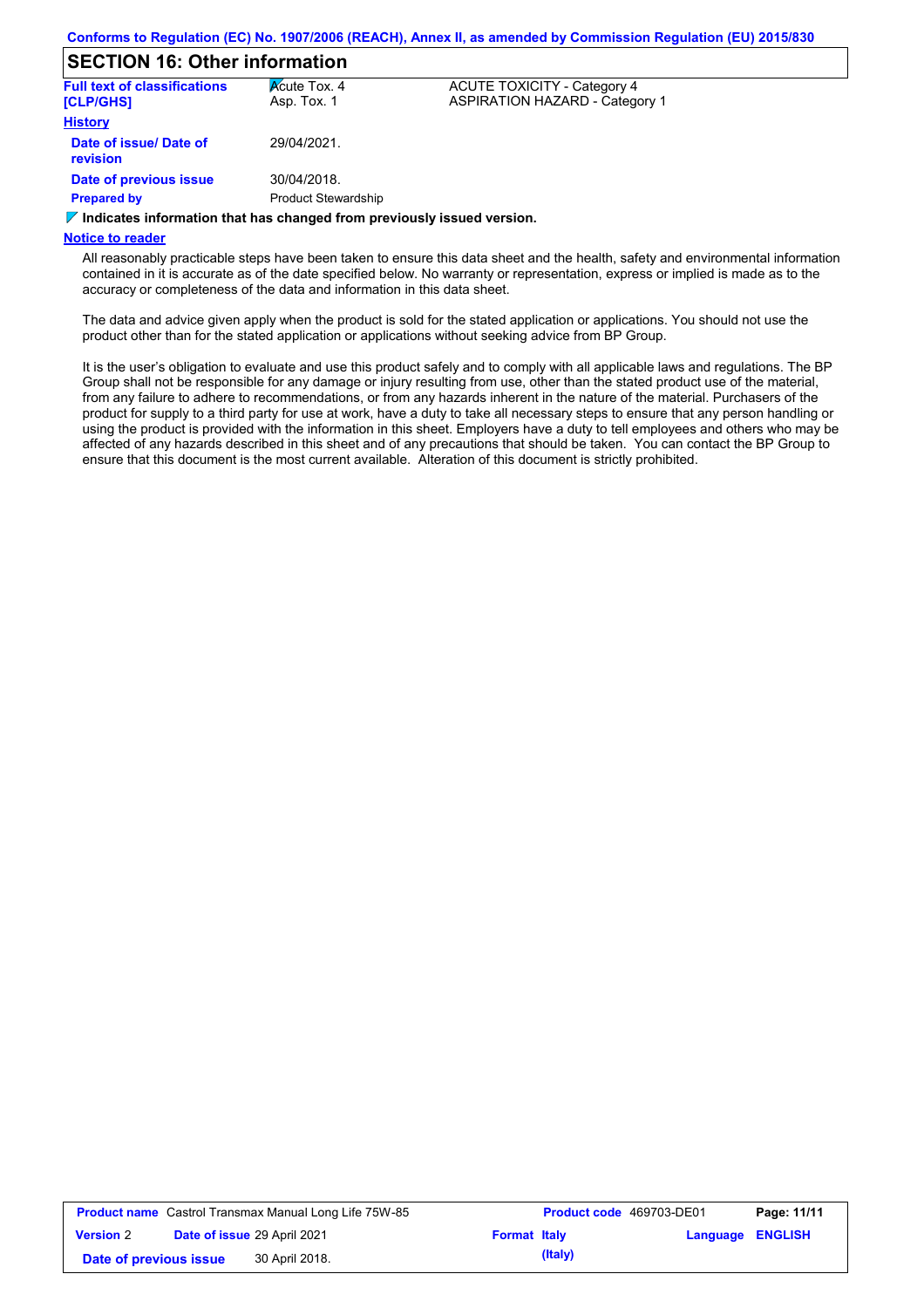## SECTION 16: Other information

| | | |
|---|---|---|
| **Full text of classifications [CLP/GHS]** | Acute Tox. 4 | ACUTE TOXICITY - Category 4 |
| | Asp. Tox. 1 | ASPIRATION HAZARD - Category 1 |

**History**

| | |
|---|---|
| **Date of issue/ Date of revision** | 29/04/2021. |
| **Date of previous issue** | 30/04/2018. |
| **Prepared by** | Product Stewardship |

**Indicates information that has changed from previously issued version.**

**Notice to reader**

All reasonably practicable steps have been taken to ensure this data sheet and the health, safety and environmental information contained in it is accurate as of the date specified below. No warranty or representation, express or implied is made as to the accuracy or completeness of the data and information in this data sheet.

The data and advice given apply when the product is sold for the stated application or applications. You should not use the product other than for the stated application or applications without seeking advice from BP Group.

It is the user's obligation to evaluate and use this product safely and to comply with all applicable laws and regulations. The BP Group shall not be responsible for any damage or injury resulting from use, other than the stated product use of the material, from any failure to adhere to recommendations, or from any hazards inherent in the nature of the material. Purchasers of the product for supply to a third party for use at work, have a duty to take all necessary steps to ensure that any person handling or using the product is provided with the information in this sheet. Employers have a duty to tell employees and others who may be affected of any hazards described in this sheet and of any precautions that should be taken. You can contact the BP Group to ensure that this document is the most current available. Alteration of this document is strictly prohibited.